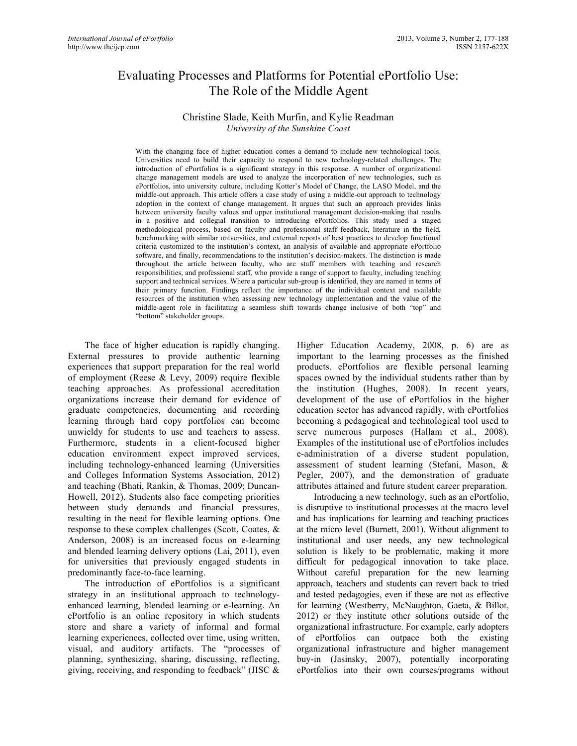# Evaluating Processes and Platforms for Potential ePortfolio Use: The Role of the Middle Agent

Christine Slade, Keith Murfin, and Kylie Readman
*University of the Sunshine Coast*

With the changing face of higher education comes a demand to include new technological tools. Universities need to build their capacity to respond to new technology-related challenges. The introduction of ePortfolios is a significant strategy in this response. A number of organizational change management models are used to analyze the incorporation of new technologies, such as ePortfolios, into university culture, including Kotter's Model of Change, the LASO Model, and the middle-out approach. This article offers a case study of using a middle-out approach to technology adoption in the context of change management. It argues that such an approach provides links between university faculty values and upper institutional management decision-making that results in a positive and collegial transition to introducing ePortfolios. This study used a staged methodological process, based on faculty and professional staff feedback, literature in the field, benchmarking with similar universities, and external reports of best practices to develop functional criteria customized to the institution's context, an analysis of available and appropriate ePortfolio software, and finally, recommendations to the institution's decision-makers. The distinction is made throughout the article between faculty, who are staff members with teaching and research responsibilities, and professional staff, who provide a range of support to faculty, including teaching support and technical services. Where a particular sub-group is identified, they are named in terms of their primary function. Findings reflect the importance of the individual context and available resources of the institution when assessing new technology implementation and the value of the middle-agent role in facilitating a seamless shift towards change inclusive of both "top" and "bottom" stakeholder groups.

The face of higher education is rapidly changing. External pressures to provide authentic learning experiences that support preparation for the real world of employment (Reese & Levy, 2009) require flexible teaching approaches. As professional accreditation organizations increase their demand for evidence of graduate competencies, documenting and recording learning through hard copy portfolios can become unwieldy for students to use and teachers to assess. Furthermore, students in a client-focused higher education environment expect improved services, including technology-enhanced learning (Universities and Colleges Information Systems Association, 2012) and teaching (Bhati, Rankin, & Thomas, 2009; Duncan-Howell, 2012). Students also face competing priorities between study demands and financial pressures, resulting in the need for flexible learning options. One response to these complex challenges (Scott, Coates, & Anderson, 2008) is an increased focus on e-learning and blended learning delivery options (Lai, 2011), even for universities that previously engaged students in predominantly face-to-face learning.

The introduction of ePortfolios is a significant strategy in an institutional approach to technology-enhanced learning, blended learning or e-learning. An ePortfolio is an online repository in which students store and share a variety of informal and formal learning experiences, collected over time, using written, visual, and auditory artifacts. The "processes of planning, synthesizing, sharing, discussing, reflecting, giving, receiving, and responding to feedback" (JISC & Higher Education Academy, 2008, p. 6) are as important to the learning processes as the finished products. ePortfolios are flexible personal learning spaces owned by the individual students rather than by the institution (Hughes, 2008). In recent years, development of the use of ePortfolios in the higher education sector has advanced rapidly, with ePortfolios becoming a pedagogical and technological tool used to serve numerous purposes (Hallam et al., 2008). Examples of the institutional use of ePortfolios includes e-administration of a diverse student population, assessment of student learning (Stefani, Mason, & Pegler, 2007), and the demonstration of graduate attributes attained and future student career preparation.

Introducing a new technology, such as an ePortfolio, is disruptive to institutional processes at the macro level and has implications for learning and teaching practices at the micro level (Burnett, 2001). Without alignment to institutional and user needs, any new technological solution is likely to be problematic, making it more difficult for pedagogical innovation to take place. Without careful preparation for the new learning approach, teachers and students can revert back to tried and tested pedagogies, even if these are not as effective for learning (Westberry, McNaughton, Gaeta, & Billot, 2012) or they institute other solutions outside of the organizational infrastructure. For example, early adopters of ePortfolios can outpace both the existing organizational infrastructure and higher management buy-in (Jasinsky, 2007), potentially incorporating ePortfolios into their own courses/programs without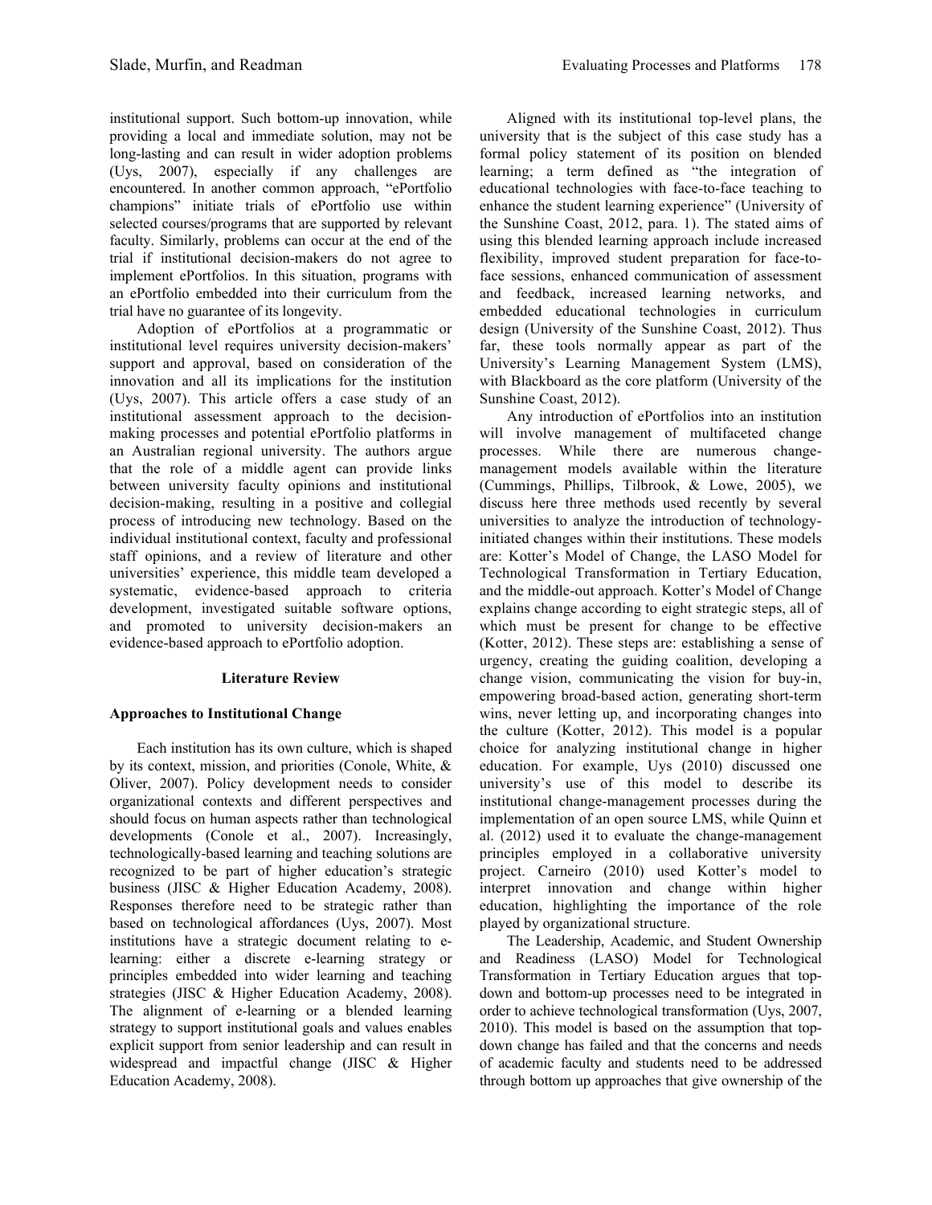institutional support. Such bottom-up innovation, while providing a local and immediate solution, may not be long-lasting and can result in wider adoption problems (Uys, 2007), especially if any challenges are encountered. In another common approach, "ePortfolio champions" initiate trials of ePortfolio use within selected courses/programs that are supported by relevant faculty. Similarly, problems can occur at the end of the trial if institutional decision-makers do not agree to implement ePortfolios. In this situation, programs with an ePortfolio embedded into their curriculum from the trial have no guarantee of its longevity.

Adoption of ePortfolios at a programmatic or institutional level requires university decision-makers' support and approval, based on consideration of the innovation and all its implications for the institution (Uys, 2007). This article offers a case study of an institutional assessment approach to the decision-making processes and potential ePortfolio platforms in an Australian regional university. The authors argue that the role of a middle agent can provide links between university faculty opinions and institutional decision-making, resulting in a positive and collegial process of introducing new technology. Based on the individual institutional context, faculty and professional staff opinions, and a review of literature and other universities' experience, this middle team developed a systematic, evidence-based approach to criteria development, investigated suitable software options, and promoted to university decision-makers an evidence-based approach to ePortfolio adoption.

## Literature Review

### Approaches to Institutional Change

Each institution has its own culture, which is shaped by its context, mission, and priorities (Conole, White, & Oliver, 2007). Policy development needs to consider organizational contexts and different perspectives and should focus on human aspects rather than technological developments (Conole et al., 2007). Increasingly, technologically-based learning and teaching solutions are recognized to be part of higher education's strategic business (JISC & Higher Education Academy, 2008). Responses therefore need to be strategic rather than based on technological affordances (Uys, 2007). Most institutions have a strategic document relating to e-learning: either a discrete e-learning strategy or principles embedded into wider learning and teaching strategies (JISC & Higher Education Academy, 2008). The alignment of e-learning or a blended learning strategy to support institutional goals and values enables explicit support from senior leadership and can result in widespread and impactful change (JISC & Higher Education Academy, 2008).

Aligned with its institutional top-level plans, the university that is the subject of this case study has a formal policy statement of its position on blended learning; a term defined as "the integration of educational technologies with face-to-face teaching to enhance the student learning experience" (University of the Sunshine Coast, 2012, para. 1). The stated aims of using this blended learning approach include increased flexibility, improved student preparation for face-to-face sessions, enhanced communication of assessment and feedback, increased learning networks, and embedded educational technologies in curriculum design (University of the Sunshine Coast, 2012). Thus far, these tools normally appear as part of the University's Learning Management System (LMS), with Blackboard as the core platform (University of the Sunshine Coast, 2012).

Any introduction of ePortfolios into an institution will involve management of multifaceted change processes. While there are numerous change-management models available within the literature (Cummings, Phillips, Tilbrook, & Lowe, 2005), we discuss here three methods used recently by several universities to analyze the introduction of technology-initiated changes within their institutions. These models are: Kotter's Model of Change, the LASO Model for Technological Transformation in Tertiary Education, and the middle-out approach. Kotter's Model of Change explains change according to eight strategic steps, all of which must be present for change to be effective (Kotter, 2012). These steps are: establishing a sense of urgency, creating the guiding coalition, developing a change vision, communicating the vision for buy-in, empowering broad-based action, generating short-term wins, never letting up, and incorporating changes into the culture (Kotter, 2012). This model is a popular choice for analyzing institutional change in higher education. For example, Uys (2010) discussed one university's use of this model to describe its institutional change-management processes during the implementation of an open source LMS, while Quinn et al. (2012) used it to evaluate the change-management principles employed in a collaborative university project. Carneiro (2010) used Kotter's model to interpret innovation and change within higher education, highlighting the importance of the role played by organizational structure.

The Leadership, Academic, and Student Ownership and Readiness (LASO) Model for Technological Transformation in Tertiary Education argues that top-down and bottom-up processes need to be integrated in order to achieve technological transformation (Uys, 2007, 2010). This model is based on the assumption that top-down change has failed and that the concerns and needs of academic faculty and students need to be addressed through bottom up approaches that give ownership of the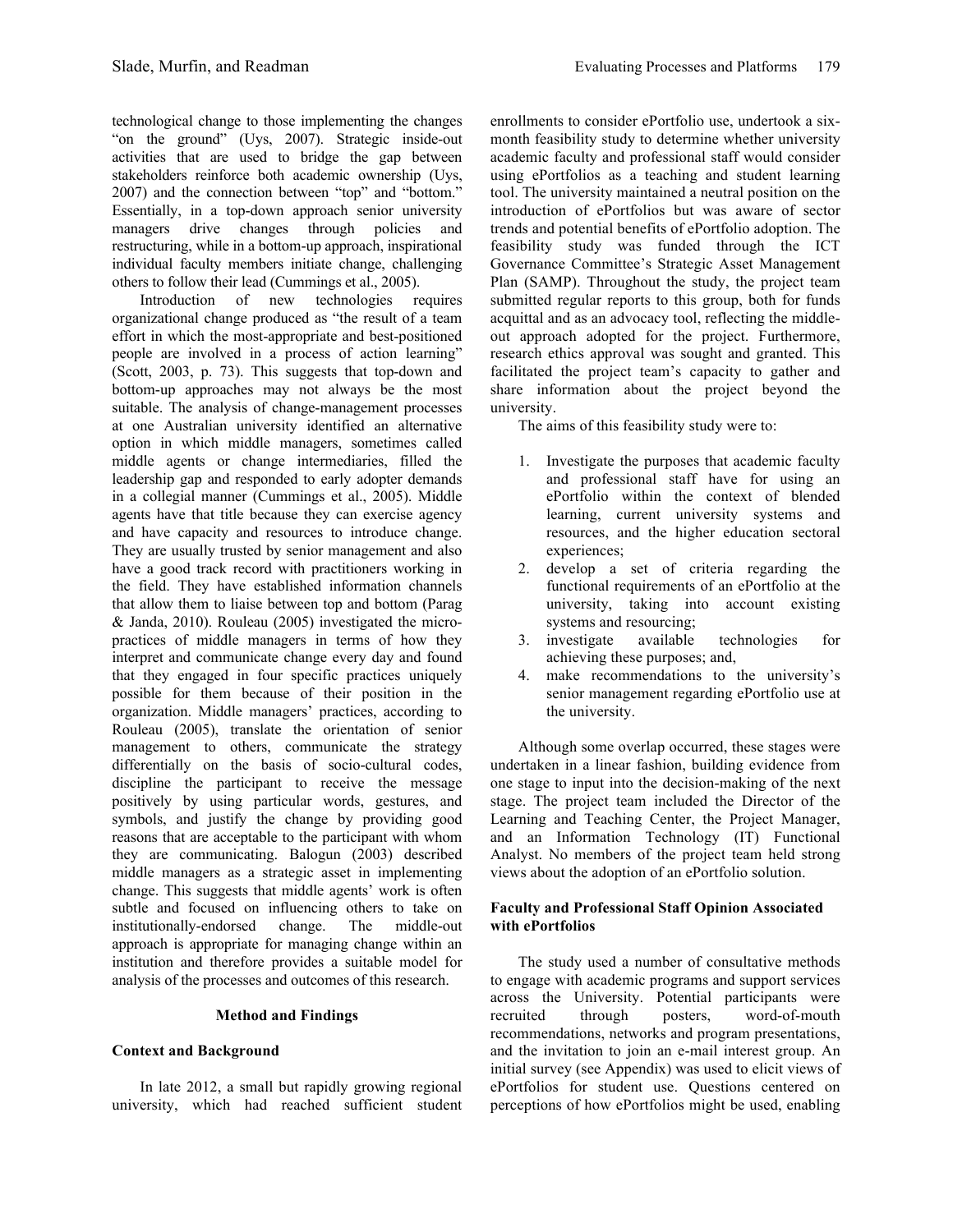technological change to those implementing the changes "on the ground" (Uys, 2007). Strategic inside-out activities that are used to bridge the gap between stakeholders reinforce both academic ownership (Uys, 2007) and the connection between "top" and "bottom." Essentially, in a top-down approach senior university managers drive changes through policies and restructuring, while in a bottom-up approach, inspirational individual faculty members initiate change, challenging others to follow their lead (Cummings et al., 2005).

Introduction of new technologies requires organizational change produced as "the result of a team effort in which the most-appropriate and best-positioned people are involved in a process of action learning" (Scott, 2003, p. 73). This suggests that top-down and bottom-up approaches may not always be the most suitable. The analysis of change-management processes at one Australian university identified an alternative option in which middle managers, sometimes called middle agents or change intermediaries, filled the leadership gap and responded to early adopter demands in a collegial manner (Cummings et al., 2005). Middle agents have that title because they can exercise agency and have capacity and resources to introduce change. They are usually trusted by senior management and also have a good track record with practitioners working in the field. They have established information channels that allow them to liaise between top and bottom (Parag & Janda, 2010). Rouleau (2005) investigated the micro-practices of middle managers in terms of how they interpret and communicate change every day and found that they engaged in four specific practices uniquely possible for them because of their position in the organization. Middle managers' practices, according to Rouleau (2005), translate the orientation of senior management to others, communicate the strategy differentially on the basis of socio-cultural codes, discipline the participant to receive the message positively by using particular words, gestures, and symbols, and justify the change by providing good reasons that are acceptable to the participant with whom they are communicating. Balogun (2003) described middle managers as a strategic asset in implementing change. This suggests that middle agents' work is often subtle and focused on influencing others to take on institutionally-endorsed change. The middle-out approach is appropriate for managing change within an institution and therefore provides a suitable model for analysis of the processes and outcomes of this research.

## Method and Findings

### Context and Background

In late 2012, a small but rapidly growing regional university, which had reached sufficient student enrollments to consider ePortfolio use, undertook a six-month feasibility study to determine whether university academic faculty and professional staff would consider using ePortfolios as a teaching and student learning tool. The university maintained a neutral position on the introduction of ePortfolios but was aware of sector trends and potential benefits of ePortfolio adoption. The feasibility study was funded through the ICT Governance Committee's Strategic Asset Management Plan (SAMP). Throughout the study, the project team submitted regular reports to this group, both for funds acquittal and as an advocacy tool, reflecting the middle-out approach adopted for the project. Furthermore, research ethics approval was sought and granted. This facilitated the project team's capacity to gather and share information about the project beyond the university.

The aims of this feasibility study were to:

1. Investigate the purposes that academic faculty and professional staff have for using an ePortfolio within the context of blended learning, current university systems and resources, and the higher education sectoral experiences;
2. develop a set of criteria regarding the functional requirements of an ePortfolio at the university, taking into account existing systems and resourcing;
3. investigate available technologies for achieving these purposes; and,
4. make recommendations to the university's senior management regarding ePortfolio use at the university.

Although some overlap occurred, these stages were undertaken in a linear fashion, building evidence from one stage to input into the decision-making of the next stage. The project team included the Director of the Learning and Teaching Center, the Project Manager, and an Information Technology (IT) Functional Analyst. No members of the project team held strong views about the adoption of an ePortfolio solution.

### Faculty and Professional Staff Opinion Associated with ePortfolios

The study used a number of consultative methods to engage with academic programs and support services across the University. Potential participants were recruited through posters, word-of-mouth recommendations, networks and program presentations, and the invitation to join an e-mail interest group. An initial survey (see Appendix) was used to elicit views of ePortfolios for student use. Questions centered on perceptions of how ePortfolios might be used, enabling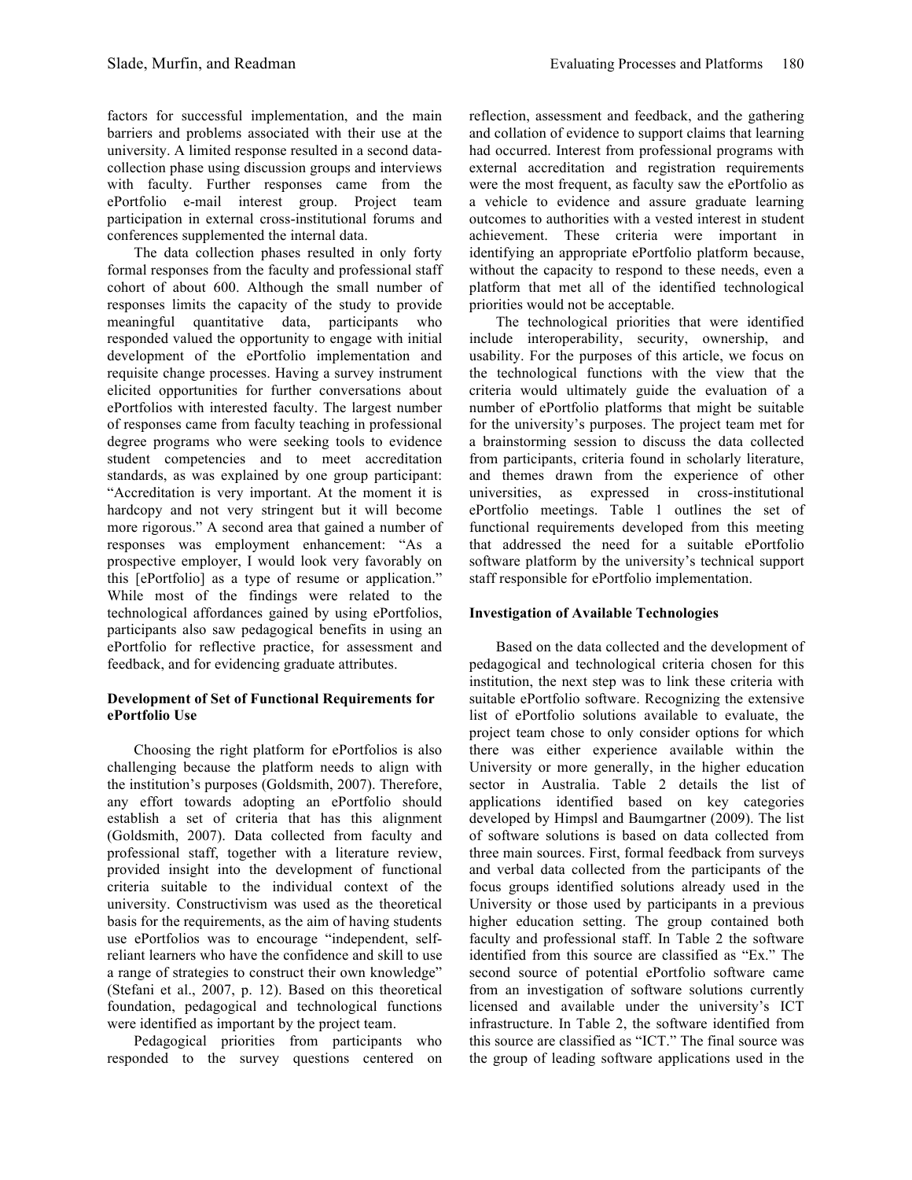factors for successful implementation, and the main barriers and problems associated with their use at the university. A limited response resulted in a second data-collection phase using discussion groups and interviews with faculty. Further responses came from the ePortfolio e-mail interest group. Project team participation in external cross-institutional forums and conferences supplemented the internal data.

The data collection phases resulted in only forty formal responses from the faculty and professional staff cohort of about 600. Although the small number of responses limits the capacity of the study to provide meaningful quantitative data, participants who responded valued the opportunity to engage with initial development of the ePortfolio implementation and requisite change processes. Having a survey instrument elicited opportunities for further conversations about ePortfolios with interested faculty. The largest number of responses came from faculty teaching in professional degree programs who were seeking tools to evidence student competencies and to meet accreditation standards, as was explained by one group participant: "Accreditation is very important. At the moment it is hardcopy and not very stringent but it will become more rigorous." A second area that gained a number of responses was employment enhancement: "As a prospective employer, I would look very favorably on this [ePortfolio] as a type of resume or application." While most of the findings were related to the technological affordances gained by using ePortfolios, participants also saw pedagogical benefits in using an ePortfolio for reflective practice, for assessment and feedback, and for evidencing graduate attributes.

### Development of Set of Functional Requirements for ePortfolio Use

Choosing the right platform for ePortfolios is also challenging because the platform needs to align with the institution's purposes (Goldsmith, 2007). Therefore, any effort towards adopting an ePortfolio should establish a set of criteria that has this alignment (Goldsmith, 2007). Data collected from faculty and professional staff, together with a literature review, provided insight into the development of functional criteria suitable to the individual context of the university. Constructivism was used as the theoretical basis for the requirements, as the aim of having students use ePortfolios was to encourage "independent, self-reliant learners who have the confidence and skill to use a range of strategies to construct their own knowledge" (Stefani et al., 2007, p. 12). Based on this theoretical foundation, pedagogical and technological functions were identified as important by the project team.

Pedagogical priorities from participants who responded to the survey questions centered on reflection, assessment and feedback, and the gathering and collation of evidence to support claims that learning had occurred. Interest from professional programs with external accreditation and registration requirements were the most frequent, as faculty saw the ePortfolio as a vehicle to evidence and assure graduate learning outcomes to authorities with a vested interest in student achievement. These criteria were important in identifying an appropriate ePortfolio platform because, without the capacity to respond to these needs, even a platform that met all of the identified technological priorities would not be acceptable.

The technological priorities that were identified include interoperability, security, ownership, and usability. For the purposes of this article, we focus on the technological functions with the view that the criteria would ultimately guide the evaluation of a number of ePortfolio platforms that might be suitable for the university's purposes. The project team met for a brainstorming session to discuss the data collected from participants, criteria found in scholarly literature, and themes drawn from the experience of other universities, as expressed in cross-institutional ePortfolio meetings. Table 1 outlines the set of functional requirements developed from this meeting that addressed the need for a suitable ePortfolio software platform by the university's technical support staff responsible for ePortfolio implementation.

### Investigation of Available Technologies

Based on the data collected and the development of pedagogical and technological criteria chosen for this institution, the next step was to link these criteria with suitable ePortfolio software. Recognizing the extensive list of ePortfolio solutions available to evaluate, the project team chose to only consider options for which there was either experience available within the University or more generally, in the higher education sector in Australia. Table 2 details the list of applications identified based on key categories developed by Himpsl and Baumgartner (2009). The list of software solutions is based on data collected from three main sources. First, formal feedback from surveys and verbal data collected from the participants of the focus groups identified solutions already used in the University or those used by participants in a previous higher education setting. The group contained both faculty and professional staff. In Table 2 the software identified from this source are classified as "Ex." The second source of potential ePortfolio software came from an investigation of software solutions currently licensed and available under the university's ICT infrastructure. In Table 2, the software identified from this source are classified as "ICT." The final source was the group of leading software applications used in the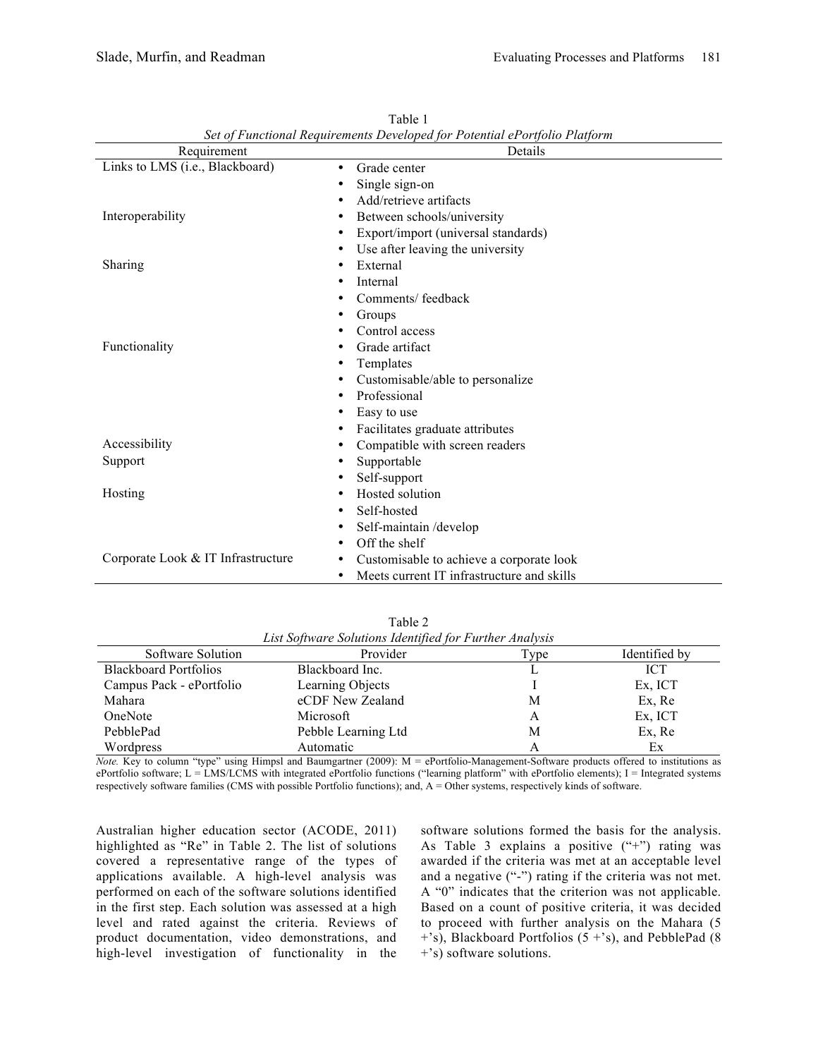Table 1

*Set of Functional Requirements Developed for Potential ePortfolio Platform*

| Requirement | Details |
|---|---|
| Links to LMS (i.e., Blackboard) | • Grade center<br>• Single sign-on<br>• Add/retrieve artifacts |
| Interoperability | • Between schools/university<br>• Export/import (universal standards)<br>• Use after leaving the university |
| Sharing | • External<br>• Internal<br>• Comments/ feedback<br>• Groups<br>• Control access |
| Functionality | • Grade artifact<br>• Templates<br>• Customisable/able to personalize<br>• Professional<br>• Easy to use<br>• Facilitates graduate attributes |
| Accessibility | • Compatible with screen readers |
| Support | • Supportable<br>• Self-support |
| Hosting | • Hosted solution<br>• Self-hosted<br>• Self-maintain /develop<br>• Off the shelf |
| Corporate Look & IT Infrastructure | • Customisable to achieve a corporate look<br>• Meets current IT infrastructure and skills |

Table 2

*List Software Solutions Identified for Further Analysis*

| Software Solution | Provider | Type | Identified by |
|---|---|---|---|
| Blackboard Portfolios | Blackboard Inc. | L | ICT |
| Campus Pack - ePortfolio | Learning Objects | I | Ex, ICT |
| Mahara | eCDF New Zealand | M | Ex, Re |
| OneNote | Microsoft | A | Ex, ICT |
| PebblePad | Pebble Learning Ltd | M | Ex, Re |
| Wordpress | Automatic | A | Ex |

*Note.* Key to column "type" using Himpsl and Baumgartner (2009): M = ePortfolio-Management-Software products offered to institutions as ePortfolio software; L = LMS/LCMS with integrated ePortfolio functions ("learning platform" with ePortfolio elements); I = Integrated systems respectively software families (CMS with possible Portfolio functions); and, A = Other systems, respectively kinds of software.

Australian higher education sector (ACODE, 2011) highlighted as "Re" in Table 2. The list of solutions covered a representative range of the types of applications available. A high-level analysis was performed on each of the software solutions identified in the first step. Each solution was assessed at a high level and rated against the criteria. Reviews of product documentation, video demonstrations, and high-level investigation of functionality in the software solutions formed the basis for the analysis. As Table 3 explains a positive ("+") rating was awarded if the criteria was met at an acceptable level and a negative ("-") rating if the criteria was not met. A "0" indicates that the criterion was not applicable. Based on a count of positive criteria, it was decided to proceed with further analysis on the Mahara (5 +'s), Blackboard Portfolios (5 +'s), and PebblePad (8 +'s) software solutions.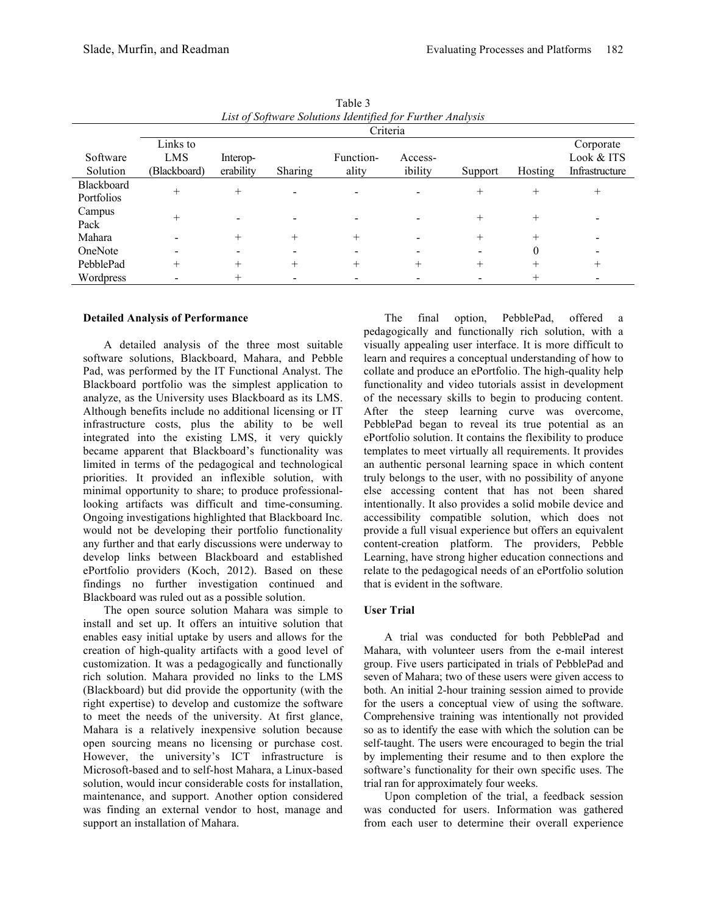Table 3
*List of Software Solutions Identified for Further Analysis*

| Software Solution | Links to LMS (Blackboard) | Interop-erability | Sharing | Function-ality | Access-ibility | Support | Hosting | Corporate Look & ITS Infrastructure |
|---|---|---|---|---|---|---|---|---|
| | Criteria | | | | | | | |
| Blackboard Portfolios | + | + | - | - | - | + | + | + |
| Campus Pack | + | - | - | - | - | + | + | - |
| Mahara | - | + | + | + | - | + | + | - |
| OneNote | - | - | - | - | - | - | 0 | - |
| PebblePad | + | + | + | + | + | + | + | + |
| Wordpress | - | + | - | - | - | - | + | - |

**Detailed Analysis of Performance**

A detailed analysis of the three most suitable software solutions, Blackboard, Mahara, and Pebble Pad, was performed by the IT Functional Analyst. The Blackboard portfolio was the simplest application to analyze, as the University uses Blackboard as its LMS. Although benefits include no additional licensing or IT infrastructure costs, plus the ability to be well integrated into the existing LMS, it very quickly became apparent that Blackboard's functionality was limited in terms of the pedagogical and technological priorities. It provided an inflexible solution, with minimal opportunity to share; to produce professional-looking artifacts was difficult and time-consuming. Ongoing investigations highlighted that Blackboard Inc. would not be developing their portfolio functionality any further and that early discussions were underway to develop links between Blackboard and established ePortfolio providers (Koch, 2012). Based on these findings no further investigation continued and Blackboard was ruled out as a possible solution.

The open source solution Mahara was simple to install and set up. It offers an intuitive solution that enables easy initial uptake by users and allows for the creation of high-quality artifacts with a good level of customization. It was a pedagogically and functionally rich solution. Mahara provided no links to the LMS (Blackboard) but did provide the opportunity (with the right expertise) to develop and customize the software to meet the needs of the university. At first glance, Mahara is a relatively inexpensive solution because open sourcing means no licensing or purchase cost. However, the university's ICT infrastructure is Microsoft-based and to self-host Mahara, a Linux-based solution, would incur considerable costs for installation, maintenance, and support. Another option considered was finding an external vendor to host, manage and support an installation of Mahara.

The final option, PebblePad, offered a pedagogically and functionally rich solution, with a visually appealing user interface. It is more difficult to learn and requires a conceptual understanding of how to collate and produce an ePortfolio. The high-quality help functionality and video tutorials assist in development of the necessary skills to begin to producing content. After the steep learning curve was overcome, PebblePad began to reveal its true potential as an ePortfolio solution. It contains the flexibility to produce templates to meet virtually all requirements. It provides an authentic personal learning space in which content truly belongs to the user, with no possibility of anyone else accessing content that has not been shared intentionally. It also provides a solid mobile device and accessibility compatible solution, which does not provide a full visual experience but offers an equivalent content-creation platform. The providers, Pebble Learning, have strong higher education connections and relate to the pedagogical needs of an ePortfolio solution that is evident in the software.

**User Trial**

A trial was conducted for both PebblePad and Mahara, with volunteer users from the e-mail interest group. Five users participated in trials of PebblePad and seven of Mahara; two of these users were given access to both. An initial 2-hour training session aimed to provide for the users a conceptual view of using the software. Comprehensive training was intentionally not provided so as to identify the ease with which the solution can be self-taught. The users were encouraged to begin the trial by implementing their resume and to then explore the software's functionality for their own specific uses. The trial ran for approximately four weeks.

Upon completion of the trial, a feedback session was conducted for users. Information was gathered from each user to determine their overall experience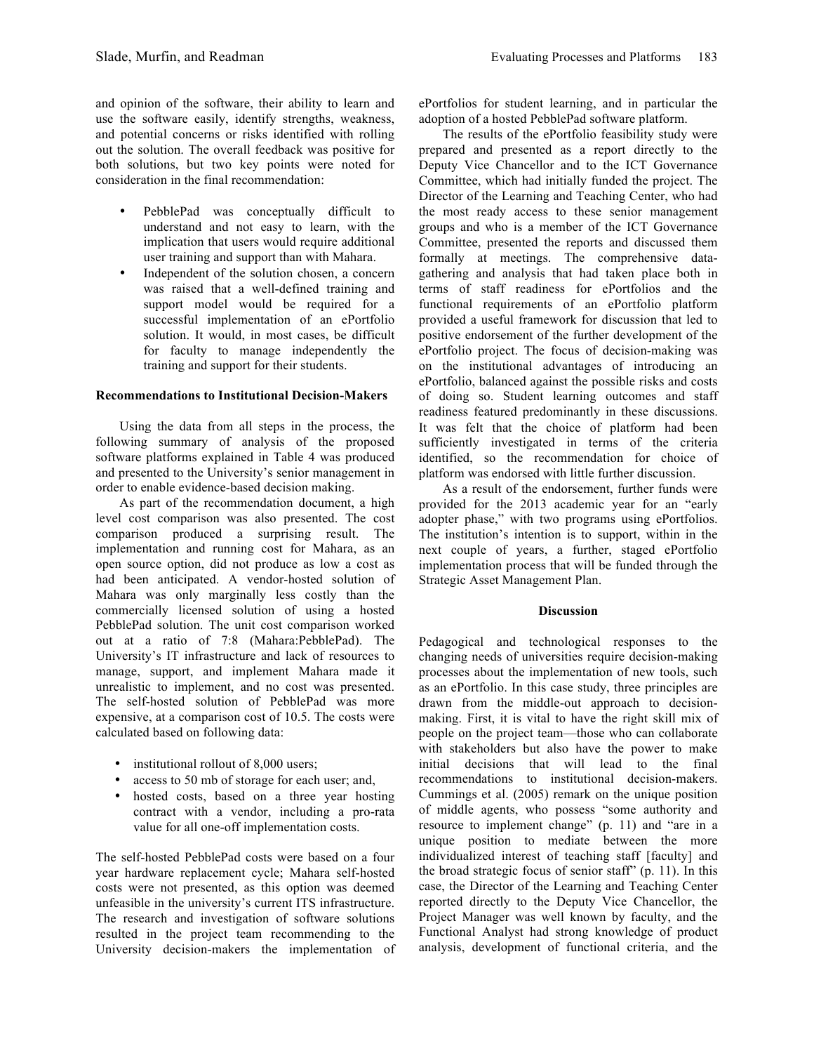and opinion of the software, their ability to learn and use the software easily, identify strengths, weakness, and potential concerns or risks identified with rolling out the solution. The overall feedback was positive for both solutions, but two key points were noted for consideration in the final recommendation:

- PebblePad was conceptually difficult to understand and not easy to learn, with the implication that users would require additional user training and support than with Mahara.
- Independent of the solution chosen, a concern was raised that a well-defined training and support model would be required for a successful implementation of an ePortfolio solution. It would, in most cases, be difficult for faculty to manage independently the training and support for their students.

### Recommendations to Institutional Decision-Makers

Using the data from all steps in the process, the following summary of analysis of the proposed software platforms explained in Table 4 was produced and presented to the University's senior management in order to enable evidence-based decision making.

As part of the recommendation document, a high level cost comparison was also presented. The cost comparison produced a surprising result. The implementation and running cost for Mahara, as an open source option, did not produce as low a cost as had been anticipated. A vendor-hosted solution of Mahara was only marginally less costly than the commercially licensed solution of using a hosted PebblePad solution. The unit cost comparison worked out at a ratio of 7:8 (Mahara:PebblePad). The University's IT infrastructure and lack of resources to manage, support, and implement Mahara made it unrealistic to implement, and no cost was presented. The self-hosted solution of PebblePad was more expensive, at a comparison cost of 10.5. The costs were calculated based on following data:

- institutional rollout of 8,000 users;
- access to 50 mb of storage for each user; and,
- hosted costs, based on a three year hosting contract with a vendor, including a pro-rata value for all one-off implementation costs.

The self-hosted PebblePad costs were based on a four year hardware replacement cycle; Mahara self-hosted costs were not presented, as this option was deemed unfeasible in the university's current ITS infrastructure. The research and investigation of software solutions resulted in the project team recommending to the University decision-makers the implementation of ePortfolios for student learning, and in particular the adoption of a hosted PebblePad software platform.

The results of the ePortfolio feasibility study were prepared and presented as a report directly to the Deputy Vice Chancellor and to the ICT Governance Committee, which had initially funded the project. The Director of the Learning and Teaching Center, who had the most ready access to these senior management groups and who is a member of the ICT Governance Committee, presented the reports and discussed them formally at meetings. The comprehensive data-gathering and analysis that had taken place both in terms of staff readiness for ePortfolios and the functional requirements of an ePortfolio platform provided a useful framework for discussion that led to positive endorsement of the further development of the ePortfolio project. The focus of decision-making was on the institutional advantages of introducing an ePortfolio, balanced against the possible risks and costs of doing so. Student learning outcomes and staff readiness featured predominantly in these discussions. It was felt that the choice of platform had been sufficiently investigated in terms of the criteria identified, so the recommendation for choice of platform was endorsed with little further discussion.

As a result of the endorsement, further funds were provided for the 2013 academic year for an "early adopter phase," with two programs using ePortfolios. The institution's intention is to support, within in the next couple of years, a further, staged ePortfolio implementation process that will be funded through the Strategic Asset Management Plan.

## Discussion

Pedagogical and technological responses to the changing needs of universities require decision-making processes about the implementation of new tools, such as an ePortfolio. In this case study, three principles are drawn from the middle-out approach to decision-making. First, it is vital to have the right skill mix of people on the project team—those who can collaborate with stakeholders but also have the power to make initial decisions that will lead to the final recommendations to institutional decision-makers. Cummings et al. (2005) remark on the unique position of middle agents, who possess "some authority and resource to implement change" (p. 11) and "are in a unique position to mediate between the more individualized interest of teaching staff [faculty] and the broad strategic focus of senior staff" (p. 11). In this case, the Director of the Learning and Teaching Center reported directly to the Deputy Vice Chancellor, the Project Manager was well known by faculty, and the Functional Analyst had strong knowledge of product analysis, development of functional criteria, and the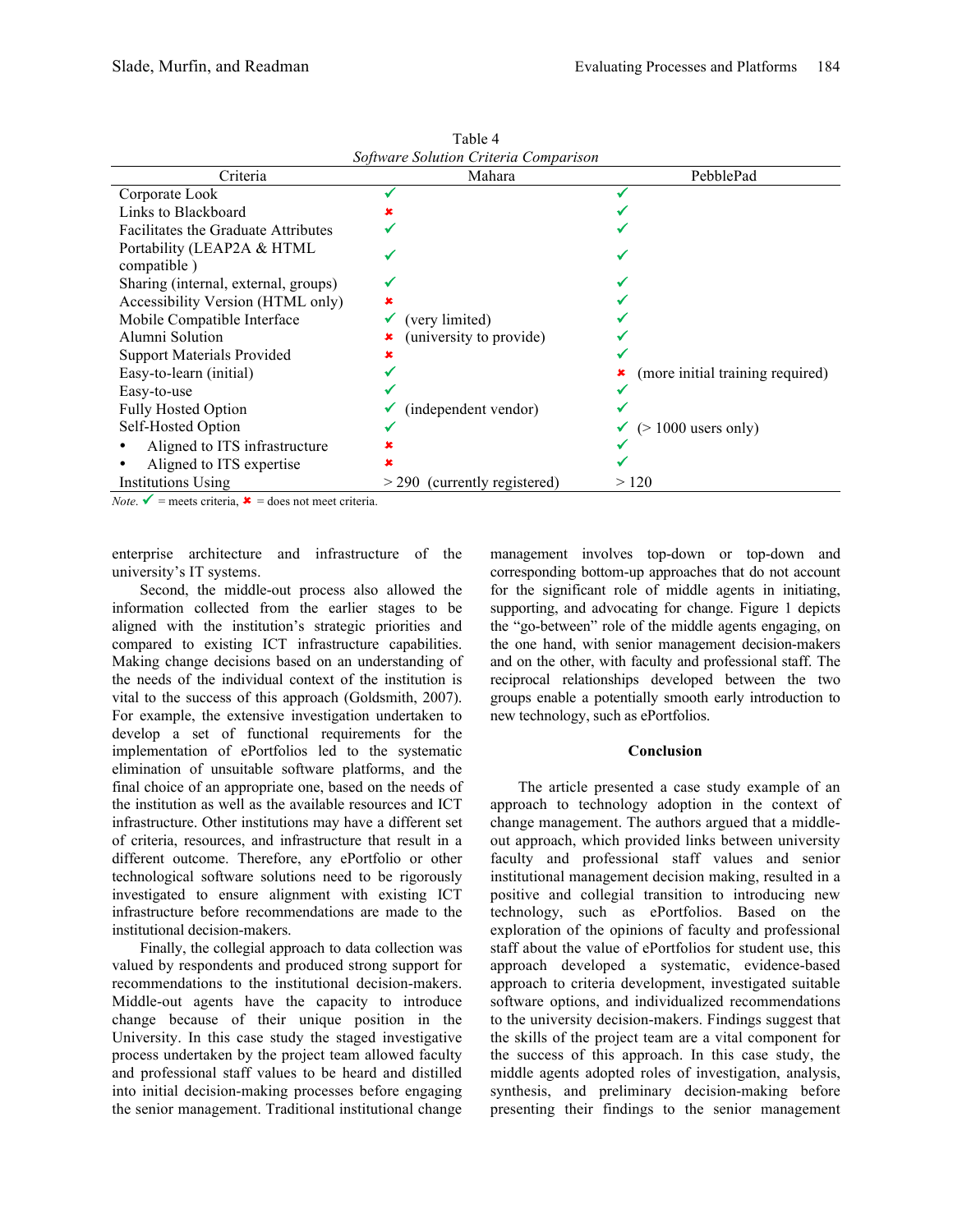Table 4
*Software Solution Criteria Comparison*

| Criteria | Mahara | PebblePad |
|---|---|---|
| Corporate Look | ✓ | ✓ |
| Links to Blackboard | ✗ | ✓ |
| Facilitates the Graduate Attributes | ✓ | ✓ |
| Portability (LEAP2A & HTML compatible ) | ✓ | ✓ |
| Sharing (internal, external, groups) | ✓ | ✓ |
| Accessibility Version (HTML only) | ✗ | ✓ |
| Mobile Compatible Interface | ✓ (very limited) | ✓ |
| Alumni Solution | ✗ (university to provide) | ✓ |
| Support Materials Provided | ✗ | ✓ |
| Easy-to-learn (initial) | ✓ | ✗ (more initial training required) |
| Easy-to-use | ✓ | ✓ |
| Fully Hosted Option | ✓ (independent vendor) | ✓ |
| Self-Hosted Option | ✓ | ✓ (> 1000 users only) |
| • Aligned to ITS infrastructure | ✗ | ✓ |
| • Aligned to ITS expertise | ✗ | ✓ |
| Institutions Using | > 290 (currently registered) | > 120 |

*Note.* ✓ = meets criteria, ✗ = does not meet criteria.

enterprise architecture and infrastructure of the university's IT systems.

Second, the middle-out process also allowed the information collected from the earlier stages to be aligned with the institution's strategic priorities and compared to existing ICT infrastructure capabilities. Making change decisions based on an understanding of the needs of the individual context of the institution is vital to the success of this approach (Goldsmith, 2007). For example, the extensive investigation undertaken to develop a set of functional requirements for the implementation of ePortfolios led to the systematic elimination of unsuitable software platforms, and the final choice of an appropriate one, based on the needs of the institution as well as the available resources and ICT infrastructure. Other institutions may have a different set of criteria, resources, and infrastructure that result in a different outcome. Therefore, any ePortfolio or other technological software solutions need to be rigorously investigated to ensure alignment with existing ICT infrastructure before recommendations are made to the institutional decision-makers.

Finally, the collegial approach to data collection was valued by respondents and produced strong support for recommendations to the institutional decision-makers. Middle-out agents have the capacity to introduce change because of their unique position in the University. In this case study the staged investigative process undertaken by the project team allowed faculty and professional staff values to be heard and distilled into initial decision-making processes before engaging the senior management. Traditional institutional change management involves top-down or top-down and corresponding bottom-up approaches that do not account for the significant role of middle agents in initiating, supporting, and advocating for change. Figure 1 depicts the "go-between" role of the middle agents engaging, on the one hand, with senior management decision-makers and on the other, with faculty and professional staff. The reciprocal relationships developed between the two groups enable a potentially smooth early introduction to new technology, such as ePortfolios.

## Conclusion

The article presented a case study example of an approach to technology adoption in the context of change management. The authors argued that a middle-out approach, which provided links between university faculty and professional staff values and senior institutional management decision making, resulted in a positive and collegial transition to introducing new technology, such as ePortfolios. Based on the exploration of the opinions of faculty and professional staff about the value of ePortfolios for student use, this approach developed a systematic, evidence-based approach to criteria development, investigated suitable software options, and individualized recommendations to the university decision-makers. Findings suggest that the skills of the project team are a vital component for the success of this approach. In this case study, the middle agents adopted roles of investigation, analysis, synthesis, and preliminary decision-making before presenting their findings to the senior management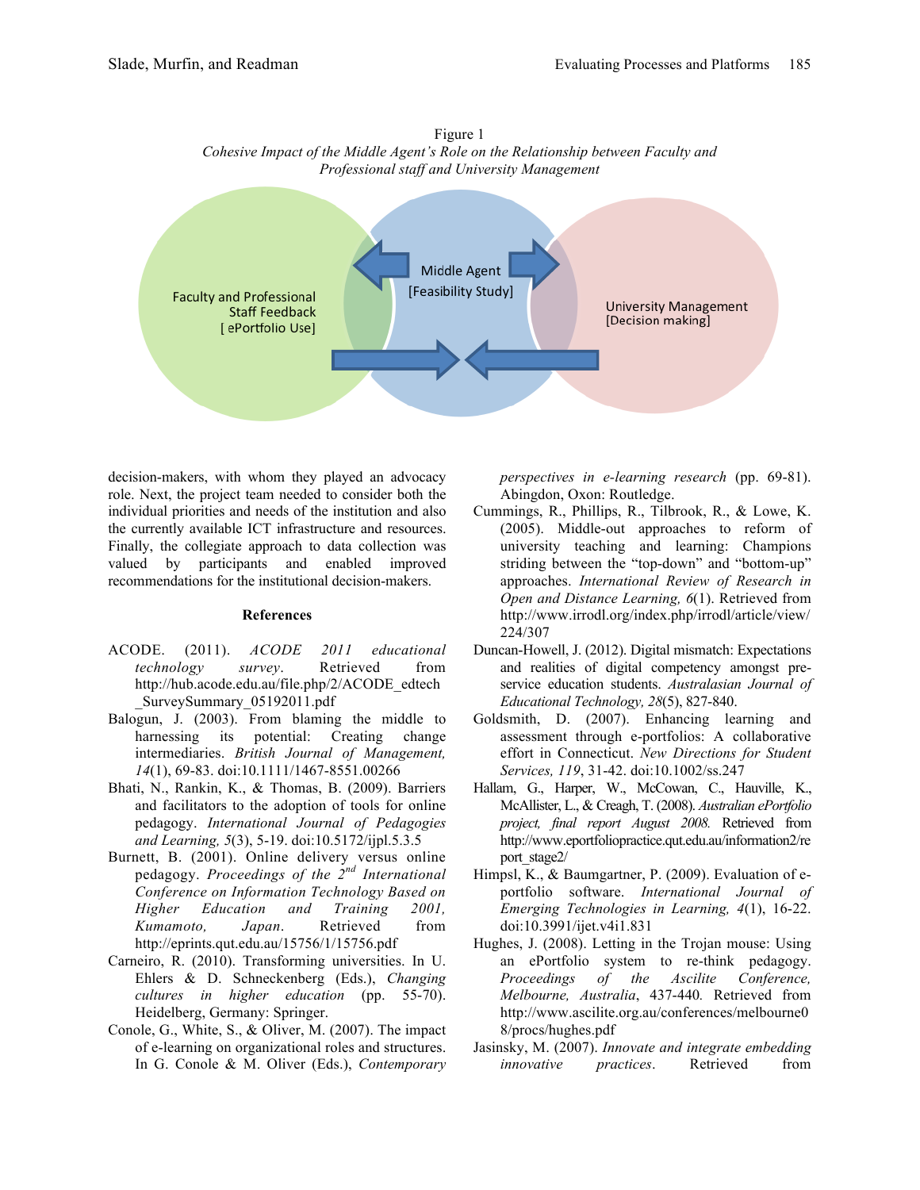Figure 1
*Cohesive Impact of the Middle Agent's Role on the Relationship between Faculty and Professional staff and University Management*

Faculty and Professional Staff Feedback [ ePortfolio Use]

Middle Agent [Feasibility Study]

University Management [Decision making]

decision-makers, with whom they played an advocacy role. Next, the project team needed to consider both the individual priorities and needs of the institution and also the currently available ICT infrastructure and resources. Finally, the collegiate approach to data collection was valued by participants and enabled improved recommendations for the institutional decision-makers.

## References

ACODE. (2011). *ACODE 2011 educational technology survey*. Retrieved from http://hub.acode.edu.au/file.php/2/ACODE_edtech_SurveySummary_05192011.pdf

Balogun, J. (2003). From blaming the middle to harnessing its potential: Creating change intermediaries. *British Journal of Management, 14*(1), 69-83. doi:10.1111/1467-8551.00266

Bhati, N., Rankin, K., & Thomas, B. (2009). Barriers and facilitators to the adoption of tools for online pedagogy. *International Journal of Pedagogies and Learning, 5*(3), 5-19. doi:10.5172/ijpl.5.3.5

Burnett, B. (2001). Online delivery versus online pedagogy. *Proceedings of the 2nd International Conference on Information Technology Based on Higher Education and Training 2001, Kumamoto, Japan*. Retrieved from http://eprints.qut.edu.au/15756/1/15756.pdf

Carneiro, R. (2010). Transforming universities. In U. Ehlers & D. Schneckenberg (Eds.), *Changing cultures in higher education* (pp. 55-70). Heidelberg, Germany: Springer.

Conole, G., White, S., & Oliver, M. (2007). The impact of e-learning on organizational roles and structures. In G. Conole & M. Oliver (Eds.), *Contemporary perspectives in e-learning research* (pp. 69-81). Abingdon, Oxon: Routledge.

Cummings, R., Phillips, R., Tilbrook, R., & Lowe, K. (2005). Middle-out approaches to reform of university teaching and learning: Champions striding between the "top-down" and "bottom-up" approaches. *International Review of Research in Open and Distance Learning, 6*(1). Retrieved from http://www.irrodl.org/index.php/irrodl/article/view/224/307

Duncan-Howell, J. (2012). Digital mismatch: Expectations and realities of digital competency amongst pre-service education students. *Australasian Journal of Educational Technology, 28*(5), 827-840.

Goldsmith, D. (2007). Enhancing learning and assessment through e-portfolios: A collaborative effort in Connecticut. *New Directions for Student Services, 119*, 31-42. doi:10.1002/ss.247

Hallam, G., Harper, W., McCowan, C., Hauville, K., McAllister, L., & Creagh, T. (2008). *Australian ePortfolio project, final report August 2008.* Retrieved from http://www.eportfoliopractice.qut.edu.au/information2/report_stage2/

Himpsl, K., & Baumgartner, P. (2009). Evaluation of e-portfolio software. *International Journal of Emerging Technologies in Learning, 4*(1), 16-22. doi:10.3991/ijet.v4i1.831

Hughes, J. (2008). Letting in the Trojan mouse: Using an ePortfolio system to re-think pedagogy. *Proceedings of the Ascilite Conference, Melbourne, Australia*, 437-440. Retrieved from http://www.ascilite.org.au/conferences/melbourne08/procs/hughes.pdf

Jasinsky, M. (2007). *Innovate and integrate embedding innovative practices*. Retrieved from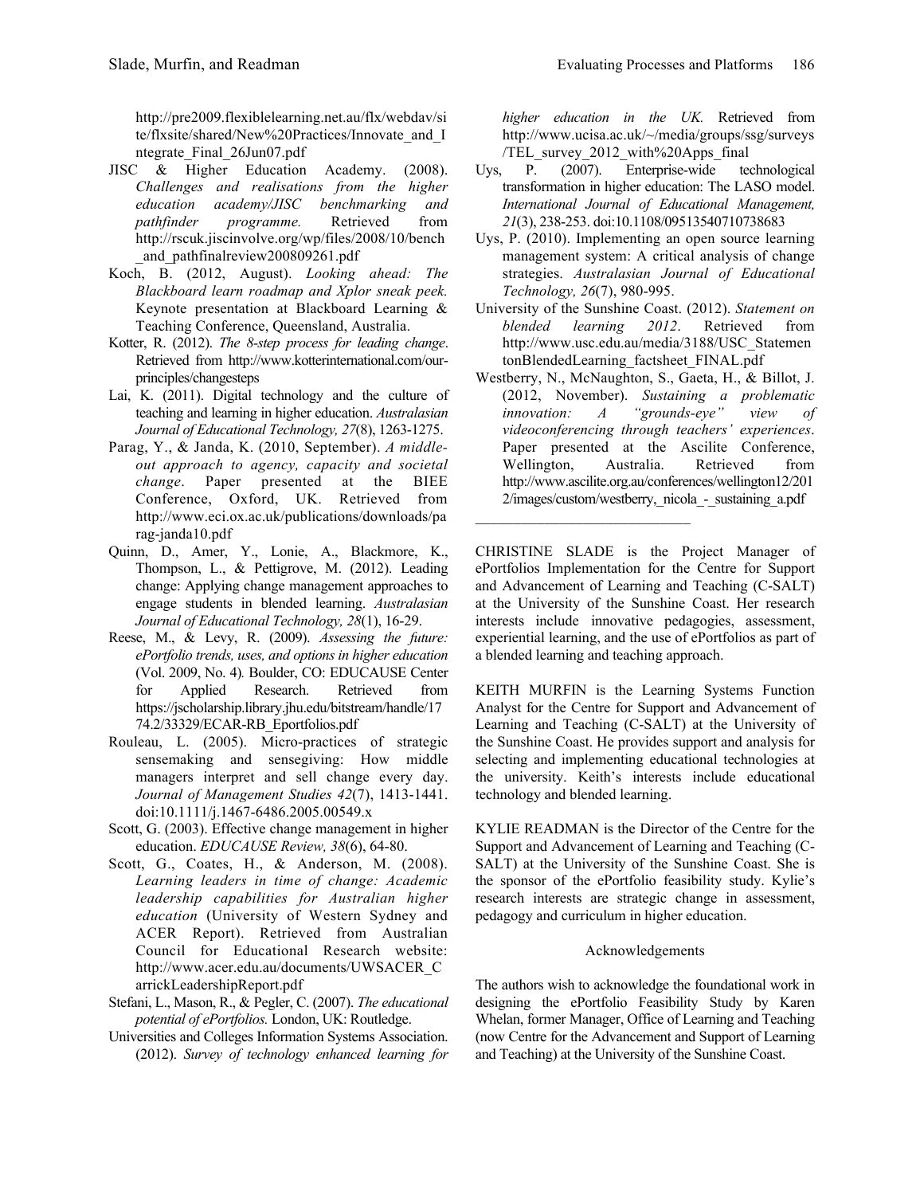http://pre2009.flexiblelearning.net.au/flx/webdav/site/flxsite/shared/New%20Practices/Innovate_and_Integrate_Final_26Jun07.pdf

JISC & Higher Education Academy. (2008). *Challenges and realisations from the higher education academy/JISC benchmarking and pathfinder programme.* Retrieved from http://rscuk.jiscinvolve.org/wp/files/2008/10/bench_and_pathfinalreview200809261.pdf

Koch, B. (2012, August). *Looking ahead: The Blackboard learn roadmap and Xplor sneak peek.* Keynote presentation at Blackboard Learning & Teaching Conference, Queensland, Australia.

Kotter, R. (2012). *The 8-step process for leading change*. Retrieved from http://www.kotterinternational.com/our-principles/changesteps

Lai, K. (2011). Digital technology and the culture of teaching and learning in higher education. *Australasian Journal of Educational Technology, 27*(8), 1263-1275.

Parag, Y., & Janda, K. (2010, September). *A middle-out approach to agency, capacity and societal change*. Paper presented at the BIEE Conference, Oxford, UK. Retrieved from http://www.eci.ox.ac.uk/publications/downloads/parag-janda10.pdf

Quinn, D., Amer, Y., Lonie, A., Blackmore, K., Thompson, L., & Pettigrove, M. (2012). Leading change: Applying change management approaches to engage students in blended learning. *Australasian Journal of Educational Technology, 28*(1), 16-29.

Reese, M., & Levy, R. (2009). *Assessing the future: ePortfolio trends, uses, and options in higher education* (Vol. 2009, No. 4)*.* Boulder, CO: EDUCAUSE Center for Applied Research. Retrieved from https://jscholarship.library.jhu.edu/bitstream/handle/1774.2/33329/ECAR-RB_Eportfolios.pdf

Rouleau, L. (2005). Micro-practices of strategic sensemaking and sensegiving: How middle managers interpret and sell change every day. *Journal of Management Studies 42*(7), 1413-1441. doi:10.1111/j.1467-6486.2005.00549.x

Scott, G. (2003). Effective change management in higher education. *EDUCAUSE Review, 38*(6), 64-80.

Scott, G., Coates, H., & Anderson, M. (2008). *Learning leaders in time of change: Academic leadership capabilities for Australian higher education* (University of Western Sydney and ACER Report). Retrieved from Australian Council for Educational Research website: http://www.acer.edu.au/documents/UWSACER_CarrickLeadershipReport.pdf

Stefani, L., Mason, R., & Pegler, C. (2007). *The educational potential of ePortfolios.* London, UK: Routledge.

Universities and Colleges Information Systems Association. (2012). *Survey of technology enhanced learning for higher education in the UK.* Retrieved from http://www.ucisa.ac.uk/~/media/groups/ssg/surveys/TEL_survey_2012_with%20Apps_final

Uys, P. (2007). Enterprise-wide technological transformation in higher education: The LASO model. *International Journal of Educational Management, 21*(3), 238-253. doi:10.1108/09513540710738683

Uys, P. (2010). Implementing an open source learning management system: A critical analysis of change strategies. *Australasian Journal of Educational Technology, 26*(7), 980-995.

University of the Sunshine Coast. (2012). *Statement on blended learning 2012*. Retrieved from http://www.usc.edu.au/media/3188/USC_StatementonBlendedLearning_factsheet_FINAL.pdf

Westberry, N., McNaughton, S., Gaeta, H., & Billot, J. (2012, November). *Sustaining a problematic innovation: A "grounds-eye" view of videoconferencing through teachers' experiences*. Paper presented at the Ascilite Conference, Wellington, Australia. Retrieved from http://www.ascilite.org.au/conferences/wellington12/2012/images/custom/westberry,_nicola_-_sustaining_a.pdf

---

CHRISTINE SLADE is the Project Manager of ePortfolios Implementation for the Centre for Support and Advancement of Learning and Teaching (C-SALT) at the University of the Sunshine Coast. Her research interests include innovative pedagogies, assessment, experiential learning, and the use of ePortfolios as part of a blended learning and teaching approach.

KEITH MURFIN is the Learning Systems Function Analyst for the Centre for Support and Advancement of Learning and Teaching (C-SALT) at the University of the Sunshine Coast. He provides support and analysis for selecting and implementing educational technologies at the university. Keith's interests include educational technology and blended learning.

KYLIE READMAN is the Director of the Centre for the Support and Advancement of Learning and Teaching (C-SALT) at the University of the Sunshine Coast. She is the sponsor of the ePortfolio feasibility study. Kylie's research interests are strategic change in assessment, pedagogy and curriculum in higher education.

## Acknowledgements

The authors wish to acknowledge the foundational work in designing the ePortfolio Feasibility Study by Karen Whelan, former Manager, Office of Learning and Teaching (now Centre for the Advancement and Support of Learning and Teaching) at the University of the Sunshine Coast.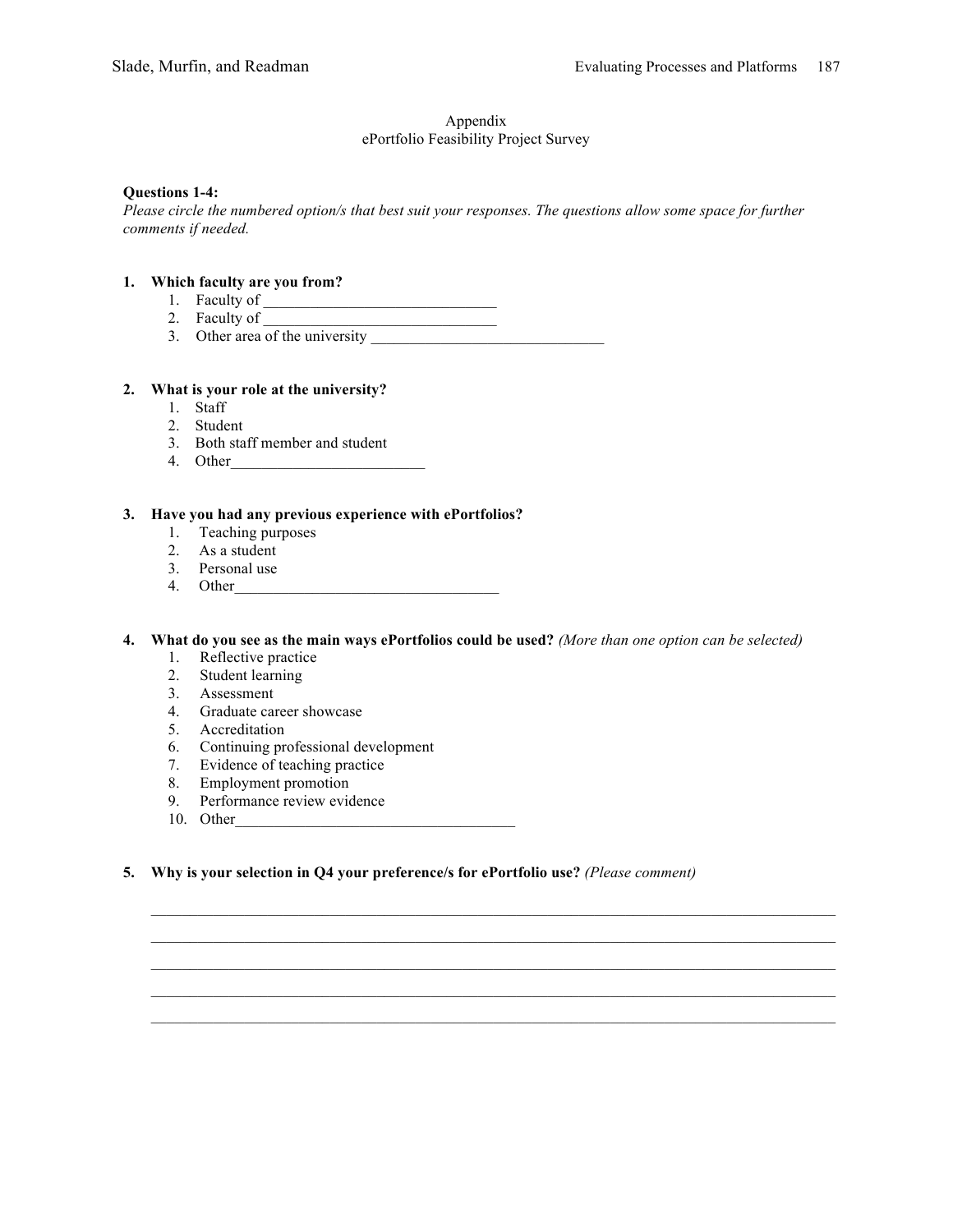Appendix

ePortfolio Feasibility Project Survey

**Questions 1-4:**

*Please circle the numbered option/s that best suit your responses. The questions allow some space for further comments if needed.*

**1. Which faculty are you from?**

1. Faculty of ______________________________
2. Faculty of ______________________________
3. Other area of the university ______________________________

**2. What is your role at the university?**

1. Staff
2. Student
3. Both staff member and student
4. Other_________________________

**3. Have you had any previous experience with ePortfolios?**

1. Teaching purposes
2. As a student
3. Personal use
4. Other__________________________________

**4. What do you see as the main ways ePortfolios could be used?** *(More than one option can be selected)*

1. Reflective practice
2. Student learning
3. Assessment
4. Graduate career showcase
5. Accreditation
6. Continuing professional development
7. Evidence of teaching practice
8. Employment promotion
9. Performance review evidence
10. Other____________________________________

**5. Why is your selection in Q4 your preference/s for ePortfolio use?** *(Please comment)*

_____________________________________________________________________________________

_____________________________________________________________________________________

_____________________________________________________________________________________

_____________________________________________________________________________________

_____________________________________________________________________________________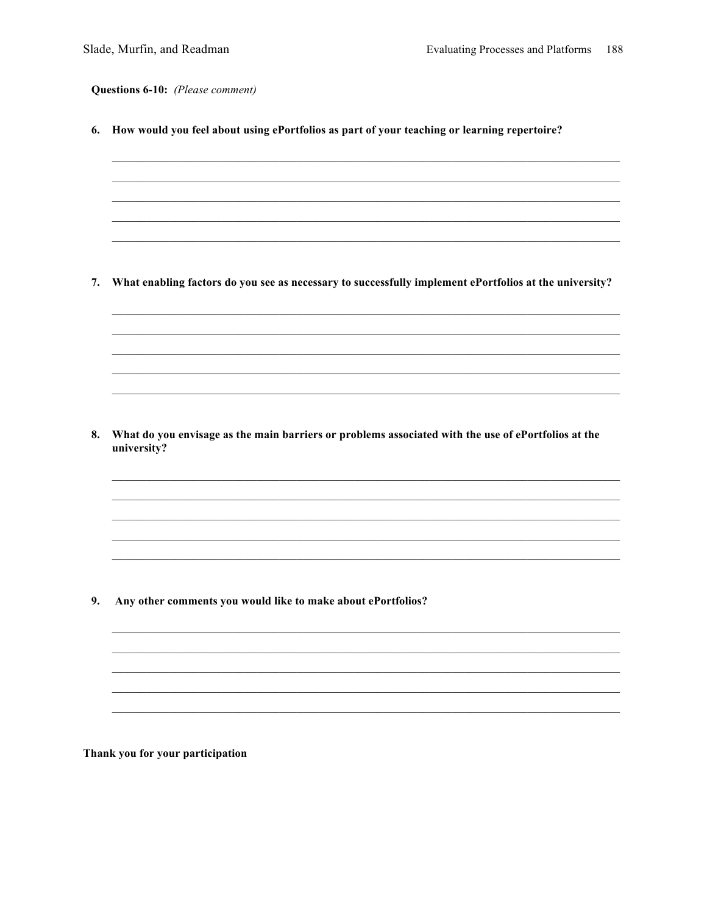**Questions 6-10:** *(Please comment)*

6. **How would you feel about using ePortfolios as part of your teaching or learning repertoire?**

______________________________________________________________________________
______________________________________________________________________________
______________________________________________________________________________
______________________________________________________________________________
______________________________________________________________________________

7. **What enabling factors do you see as necessary to successfully implement ePortfolios at the university?**

______________________________________________________________________________
______________________________________________________________________________
______________________________________________________________________________
______________________________________________________________________________
______________________________________________________________________________

8. **What do you envisage as the main barriers or problems associated with the use of ePortfolios at the university?**

______________________________________________________________________________
______________________________________________________________________________
______________________________________________________________________________
______________________________________________________________________________
______________________________________________________________________________

9. **Any other comments you would like to make about ePortfolios?**

______________________________________________________________________________
______________________________________________________________________________
______________________________________________________________________________
______________________________________________________________________________
______________________________________________________________________________

**Thank you for your participation**